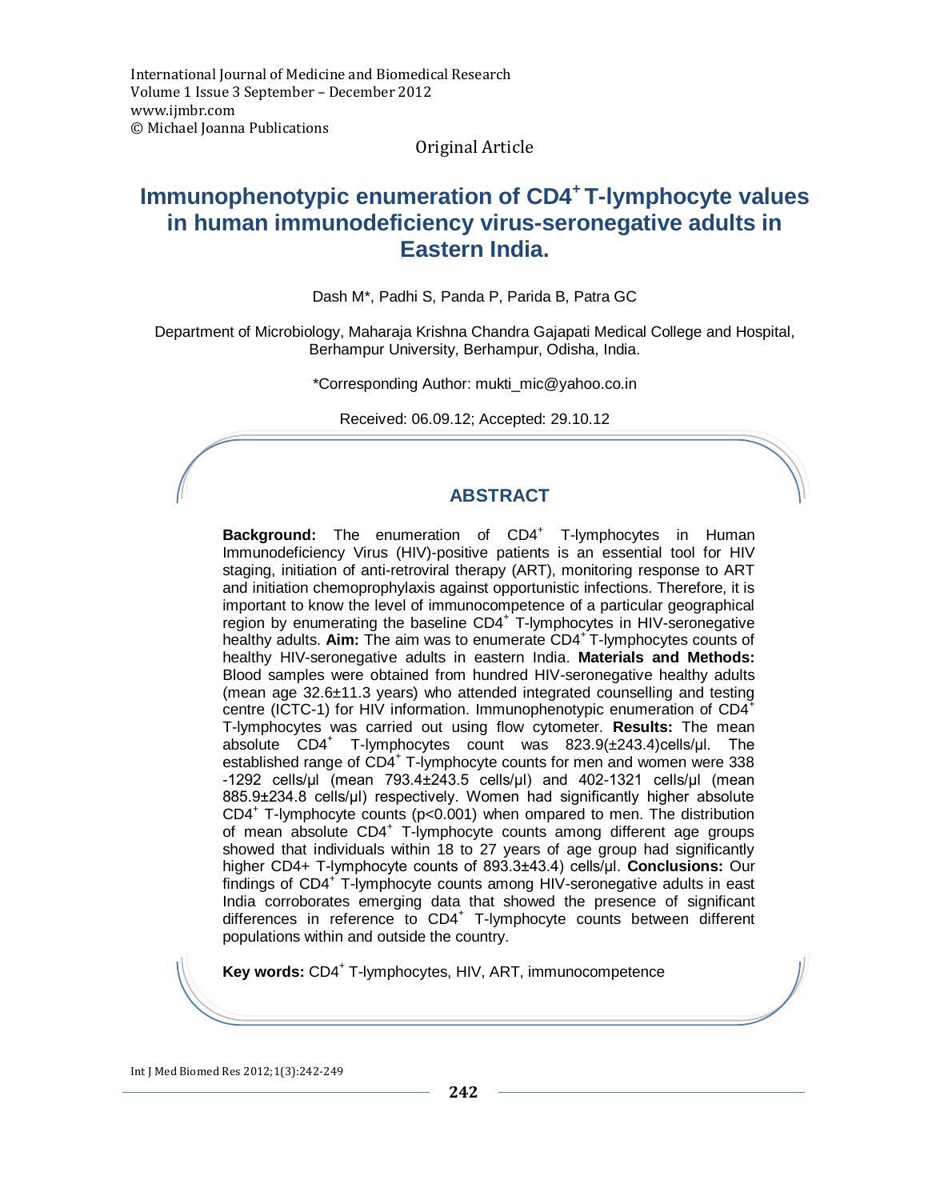International Journal of Medicine and Biomedical Research
Volume 1 Issue 3 September – December 2012
www.ijmbr.com
© Michael Joanna Publications

Original Article

# Immunophenotypic enumeration of $CD4^+$ T-lymphocyte values in human immunodeficiency virus-seronegative adults in Eastern India.

Dash M*, Padhi S, Panda P, Parida B, Patra GC

Department of Microbiology, Maharaja Krishna Chandra Gajapati Medical College and Hospital, Berhampur University, Berhampur, Odisha, India.

*Corresponding Author: mukti_mic@yahoo.co.in

Received: 06.09.12; Accepted: 29.10.12

## ABSTRACT

**Background:** The enumeration of $CD4^+$ T-lymphocytes in Human Immunodeficiency Virus (HIV)-positive patients is an essential tool for HIV staging, initiation of anti-retroviral therapy (ART), monitoring response to ART and initiation chemoprophylaxis against opportunistic infections. Therefore, it is important to know the level of immunocompetence of a particular geographical region by enumerating the baseline $CD4^+$ T-lymphocytes in HIV-seronegative healthy adults. **Aim:** The aim was to enumerate $CD4^+$ T-lymphocytes counts of healthy HIV-seronegative adults in eastern India. **Materials and Methods:** Blood samples were obtained from hundred HIV-seronegative healthy adults (mean age 32.6±11.3 years) who attended integrated counselling and testing centre (ICTC-1) for HIV information. Immunophenotypic enumeration of $CD4^+$ T-lymphocytes was carried out using flow cytometer. **Results:** The mean absolute $CD4^+$ T-lymphocytes count was 823.9(±243.4)cells/µl. The established range of $CD4^+$ T-lymphocyte counts for men and women were 338 -1292 cells/µl (mean 793.4±243.5 cells/µl) and 402-1321 cells/µl (mean 885.9±234.8 cells/µl) respectively. Women had significantly higher absolute $CD4^+$ T-lymphocyte counts ($p<0.001$) when ompared to men. The distribution of mean absolute $CD4^+$ T-lymphocyte counts among different age groups showed that individuals within 18 to 27 years of age group had significantly higher CD4+ T-lymphocyte counts of 893.3±43.4) cells/µl. **Conclusions:** Our findings of $CD4^+$ T-lymphocyte counts among HIV-seronegative adults in east India corroborates emerging data that showed the presence of significant differences in reference to $CD4^+$ T-lymphocyte counts between different populations within and outside the country.

**Key words:** $CD4^+$ T-lymphocytes, HIV, ART, immunocompetence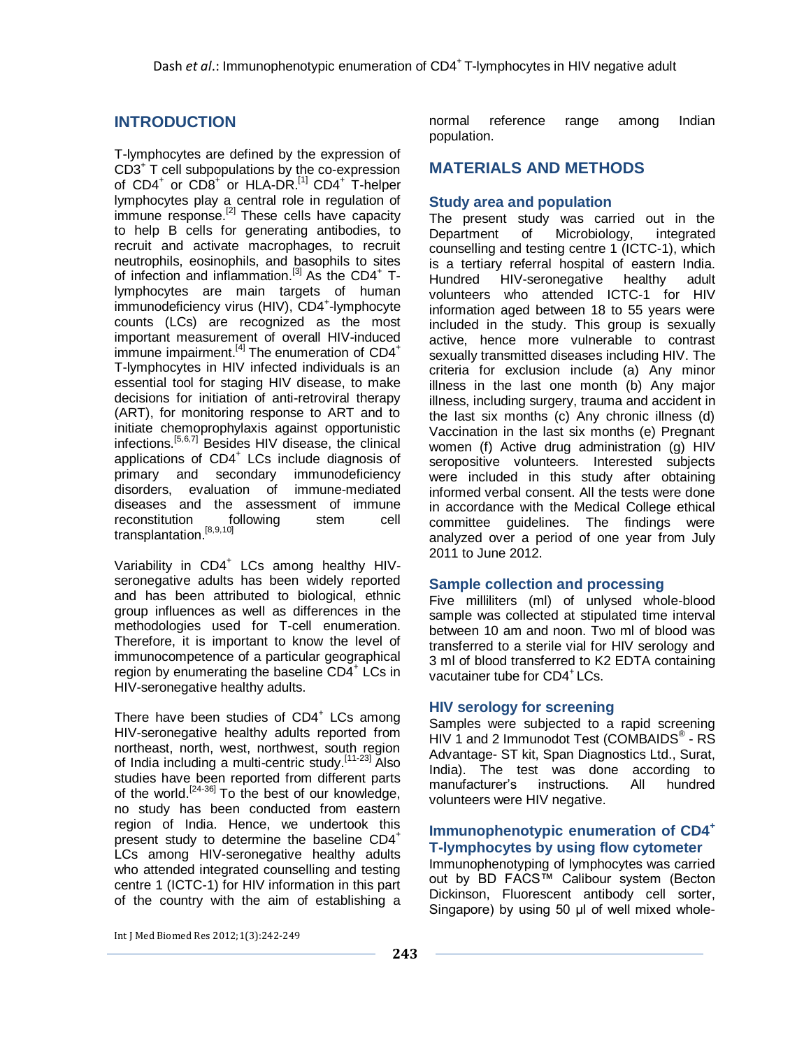## INTRODUCTION

T-lymphocytes are defined by the expression of $CD3^+$ T cell subpopulations by the co-expression of $CD4^+$ or $CD8^+$ or HLA-DR.[1] $CD4^+$ T-helper lymphocytes play a central role in regulation of immune response.[2] These cells have capacity to help B cells for generating antibodies, to recruit and activate macrophages, to recruit neutrophils, eosinophils, and basophils to sites of infection and inflammation.[3] As the $CD4^+$ T-lymphocytes are main targets of human immunodeficiency virus (HIV), $CD4^+$-lymphocyte counts (LCs) are recognized as the most important measurement of overall HIV-induced immune impairment.[4] The enumeration of $CD4^+$ T-lymphocytes in HIV infected individuals is an essential tool for staging HIV disease, to make decisions for initiation of anti-retroviral therapy (ART), for monitoring response to ART and to initiate chemoprophylaxis against opportunistic infections.[5,6,7] Besides HIV disease, the clinical applications of $CD4^+$ LCs include diagnosis of primary and secondary immunodeficiency disorders, evaluation of immune-mediated diseases and the assessment of immune reconstitution following stem cell transplantation.[8,9,10]

Variability in $CD4^+$ LCs among healthy HIV-seronegative adults has been widely reported and has been attributed to biological, ethnic group influences as well as differences in the methodologies used for T-cell enumeration. Therefore, it is important to know the level of immunocompetence of a particular geographical region by enumerating the baseline $CD4^+$ LCs in HIV-seronegative healthy adults.

There have been studies of $CD4^+$ LCs among HIV-seronegative healthy adults reported from northeast, north, west, northwest, south region of India including a multi-centric study.[11-23] Also studies have been reported from different parts of the world.[24-36] To the best of our knowledge, no study has been conducted from eastern region of India. Hence, we undertook this present study to determine the baseline $CD4^+$ LCs among HIV-seronegative healthy adults who attended integrated counselling and testing centre 1 (ICTC-1) for HIV information in this part of the country with the aim of establishing a normal reference range among Indian population.

## MATERIALS AND METHODS

### Study area and population

The present study was carried out in the Department of Microbiology, integrated counselling and testing centre 1 (ICTC-1), which is a tertiary referral hospital of eastern India. Hundred HIV-seronegative healthy adult volunteers who attended ICTC-1 for HIV information aged between 18 to 55 years were included in the study. This group is sexually active, hence more vulnerable to contrast sexually transmitted diseases including HIV. The criteria for exclusion include (a) Any minor illness in the last one month (b) Any major illness, including surgery, trauma and accident in the last six months (c) Any chronic illness (d) Vaccination in the last six months (e) Pregnant women (f) Active drug administration (g) HIV seropositive volunteers. Interested subjects were included in this study after obtaining informed verbal consent. All the tests were done in accordance with the Medical College ethical committee guidelines. The findings were analyzed over a period of one year from July 2011 to June 2012.

### Sample collection and processing

Five milliliters (ml) of unlysed whole-blood sample was collected at stipulated time interval between 10 am and noon. Two ml of blood was transferred to a sterile vial for HIV serology and 3 ml of blood transferred to K2 EDTA containing vacutainer tube for $CD4^+$ LCs.

### HIV serology for screening

Samples were subjected to a rapid screening HIV 1 and 2 Immunodot Test (COMBAIDS® - RS Advantage- ST kit, Span Diagnostics Ltd., Surat, India). The test was done according to manufacturer's instructions. All hundred volunteers were HIV negative.

### Immunophenotypic enumeration of $CD4^+$ T-lymphocytes by using flow cytometer

Immunophenotyping of lymphocytes was carried out by BD FACS™ Calibour system (Becton Dickinson, Fluorescent antibody cell sorter, Singapore) by using 50 µl of well mixed whole-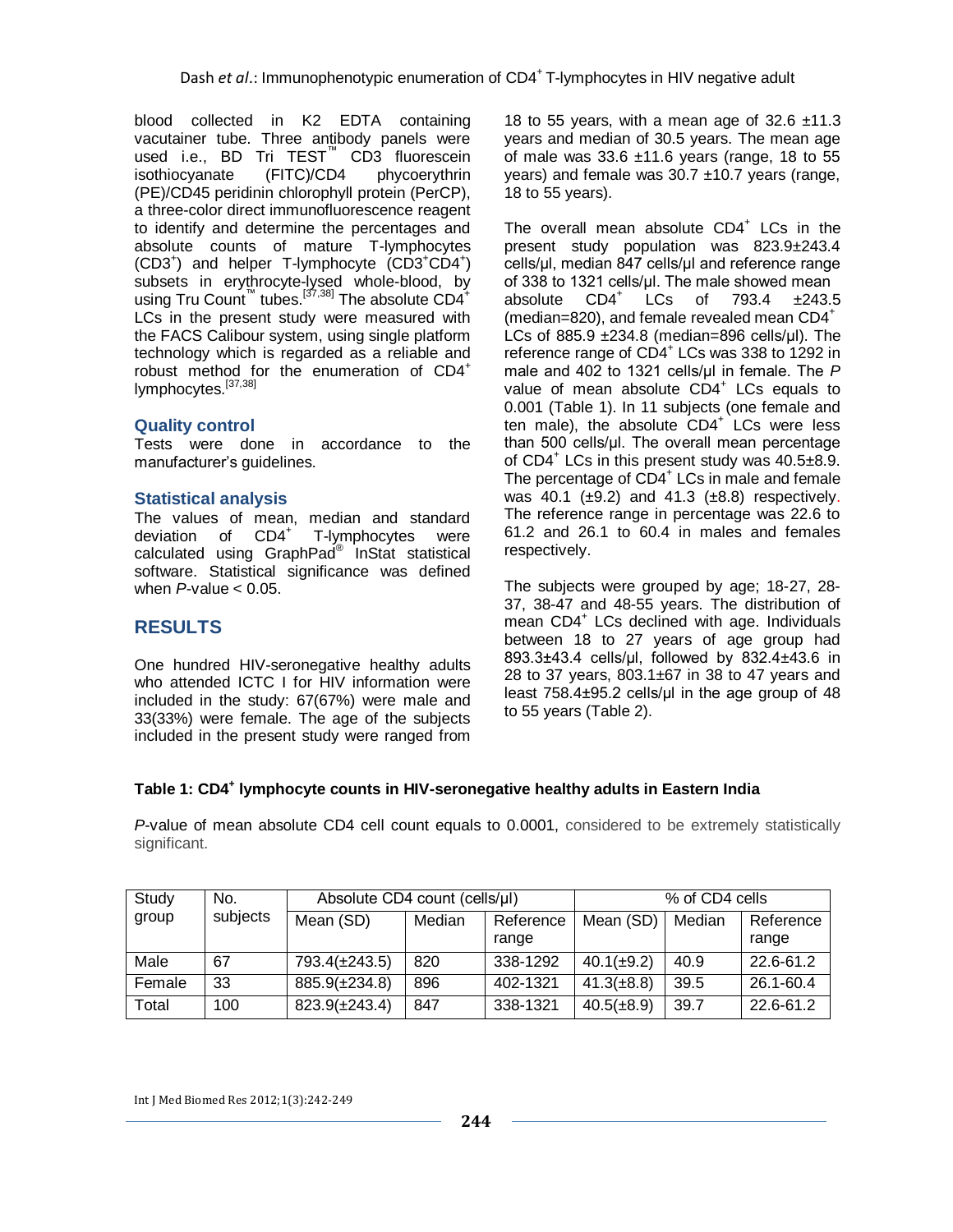blood collected in K2 EDTA containing vacutainer tube. Three antibody panels were used i.e., BD Tri TEST™ CD3 fluorescein isothiocyanate (FITC)/CD4 phycoerythrin (PE)/CD45 peridinin chlorophyll protein (PerCP), a three-color direct immunofluorescence reagent to identify and determine the percentages and absolute counts of mature T-lymphocytes ($CD3^+$) and helper T-lymphocyte ($CD3^+CD4^+$) subsets in erythrocyte-lysed whole-blood, by using Tru Count™ tubes.[37,38] The absolute $CD4^+$ LCs in the present study were measured with the FACS Calibour system, using single platform technology which is regarded as a reliable and robust method for the enumeration of $CD4^+$ lymphocytes.[37,38]

### Quality control

Tests were done in accordance to the manufacturer's guidelines.

### Statistical analysis

The values of mean, median and standard deviation of $CD4^+$ T-lymphocytes were calculated using GraphPad® InStat statistical software. Statistical significance was defined when *P*-value < 0.05.

## RESULTS

One hundred HIV-seronegative healthy adults who attended ICTC I for HIV information were included in the study: 67(67%) were male and 33(33%) were female. The age of the subjects included in the present study were ranged from 18 to 55 years, with a mean age of 32.6 ±11.3 years and median of 30.5 years. The mean age of male was 33.6 ±11.6 years (range, 18 to 55 years) and female was 30.7 ±10.7 years (range, 18 to 55 years).

The overall mean absolute $CD4^+$ LCs in the present study population was 823.9±243.4 cells/µl, median 847 cells/µl and reference range of 338 to 1321 cells/µl. The male showed mean absolute $CD4^+$ LCs of 793.4 ±243.5 (median=820), and female revealed mean $CD4^+$ LCs of 885.9 ±234.8 (median=896 cells/µl). The reference range of $CD4^+$ LCs was 338 to 1292 in male and 402 to 1321 cells/µl in female. The *P* value of mean absolute $CD4^+$ LCs equals to 0.001 (Table 1). In 11 subjects (one female and ten male), the absolute $CD4^+$ LCs were less than 500 cells/µl. The overall mean percentage of $CD4^+$ LCs in this present study was 40.5±8.9. The percentage of $CD4^+$ LCs in male and female was 40.1 (±9.2) and 41.3 (±8.8) respectively. The reference range in percentage was 22.6 to 61.2 and 26.1 to 60.4 in males and females respectively.

The subjects were grouped by age; 18-27, 28-37, 38-47 and 48-55 years. The distribution of mean $CD4^+$ LCs declined with age. Individuals between 18 to 27 years of age group had 893.3±43.4 cells/µl, followed by 832.4±43.6 in 28 to 37 years, 803.1±67 in 38 to 47 years and least 758.4±95.2 cells/µl in the age group of 48 to 55 years (Table 2).

**Table 1: $CD4^+$ lymphocyte counts in HIV-seronegative healthy adults in Eastern India**

*P*-value of mean absolute CD4 cell count equals to 0.0001, considered to be extremely statistically significant.

| Study group | No. subjects | Absolute CD4 count (cells/µl) | | | % of CD4 cells | | |
|---|---|---|---|---|---|---|---|
| | | Mean (SD) | Median | Reference range | Mean (SD) | Median | Reference range |
| Male | 67 | 793.4(±243.5) | 820 | 338-1292 | 40.1(±9.2) | 40.9 | 22.6-61.2 |
| Female | 33 | 885.9(±234.8) | 896 | 402-1321 | 41.3(±8.8) | 39.5 | 26.1-60.4 |
| Total | 100 | 823.9(±243.4) | 847 | 338-1321 | 40.5(±8.9) | 39.7 | 22.6-61.2 |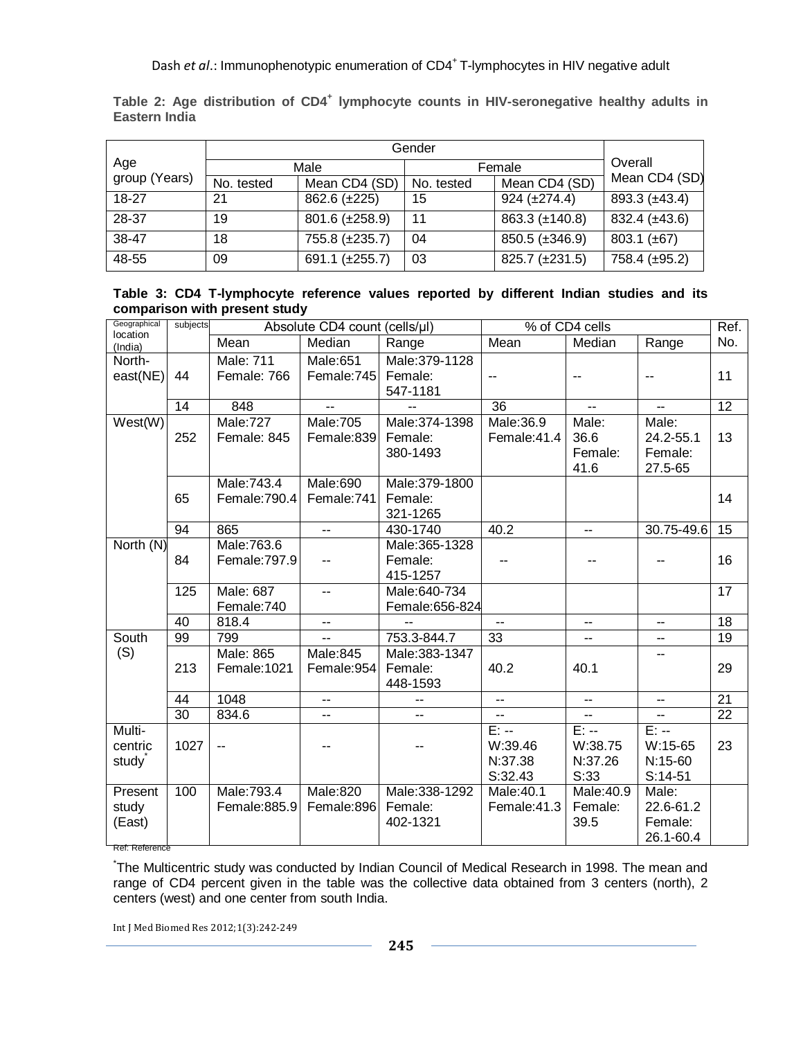**Table 2: Age distribution of $CD4^{+}$ lymphocyte counts in HIV-seronegative healthy adults in Eastern India**

| Age group (Years) | Gender | | | | Overall Mean CD4 (SD) |
|---|---|---|---|---|---|
| | Male | | Female | | |
| | No. tested | Mean CD4 (SD) | No. tested | Mean CD4 (SD) | |
| 18-27 | 21 | 862.6 (±225) | 15 | 924 (±274.4) | 893.3 (±43.4) |
| 28-37 | 19 | 801.6 (±258.9) | 11 | 863.3 (±140.8) | 832.4 (±43.6) |
| 38-47 | 18 | 755.8 (±235.7) | 04 | 850.5 (±346.9) | 803.1 (±67) |
| 48-55 | 09 | 691.1 (±255.7) | 03 | 825.7 (±231.5) | 758.4 (±95.2) |

**Table 3: CD4 T-lymphocyte reference values reported by different Indian studies and its comparison with present study**

| Geographical location (India) | subjects | Absolute CD4 count (cells/µl) | | | % of CD4 cells | | | Ref. No. |
|---|---|---|---|---|---|---|---|---|
| | | Mean | Median | Range | Mean | Median | Range | |
| North-east(NE) | 44 | Male: 711 Female: 766 | Male:651 Female:745 | Male:379-1128 Female: 547-1181 | -- | -- | -- | 11 |
| | 14 | 848 | -- | -- | 36 | -- | -- | 12 |
| West(W) | 252 | Male:727 Female: 845 | Male:705 Female:839 | Male:374-1398 Female: 380-1493 | Male:36.9 Female:41.4 | Male: 36.6 Female: 41.6 | Male: 24.2-55.1 Female: 27.5-65 | 13 |
| | 65 | Male:743.4 Female:790.4 | Male:690 Female:741 | Male:379-1800 Female: 321-1265 | | | | 14 |
| | 94 | 865 | -- | 430-1740 | 40.2 | -- | 30.75-49.6 | 15 |
| North (N) | 84 | Male:763.6 Female:797.9 | -- | Male:365-1328 Female: 415-1257 | -- | -- | -- | 16 |
| | 125 | Male: 687 Female:740 | -- | Male:640-734 Female:656-824 | | | | 17 |
| | 40 | 818.4 | -- | -- | -- | -- | -- | 18 |
| South (S) | 99 | 799 | -- | 753.3-844.7 | 33 | -- | -- | 19 |
| | 213 | Male: 865 Female:1021 | Male:845 Female:954 | Male:383-1347 Female: 448-1593 | 40.2 | 40.1 | -- | 29 |
| | 44 | 1048 | -- | -- | -- | -- | -- | 21 |
| | 30 | 834.6 | -- | -- | -- | -- | -- | 22 |
| Multi-centric study* | 1027 | -- | -- | -- | E: -- W:39.46 N:37.38 S:32.43 | E: -- W:38.75 N:37.26 S:33 | E: -- W:15-65 N:15-60 S:14-51 | 23 |
| Present study (East) | 100 | Male:793.4 Female:885.9 | Male:820 Female:896 | Male:338-1292 Female: 402-1321 | Male:40.1 Female:41.3 | Male:40.9 Female: 39.5 | Male: 22.6-61.2 Female: 26.1-60.4 | |

Ref: Reference

*The Multicentric study was conducted by Indian Council of Medical Research in 1998. The mean and range of CD4 percent given in the table was the collective data obtained from 3 centers (north), 2 centers (west) and one center from south India.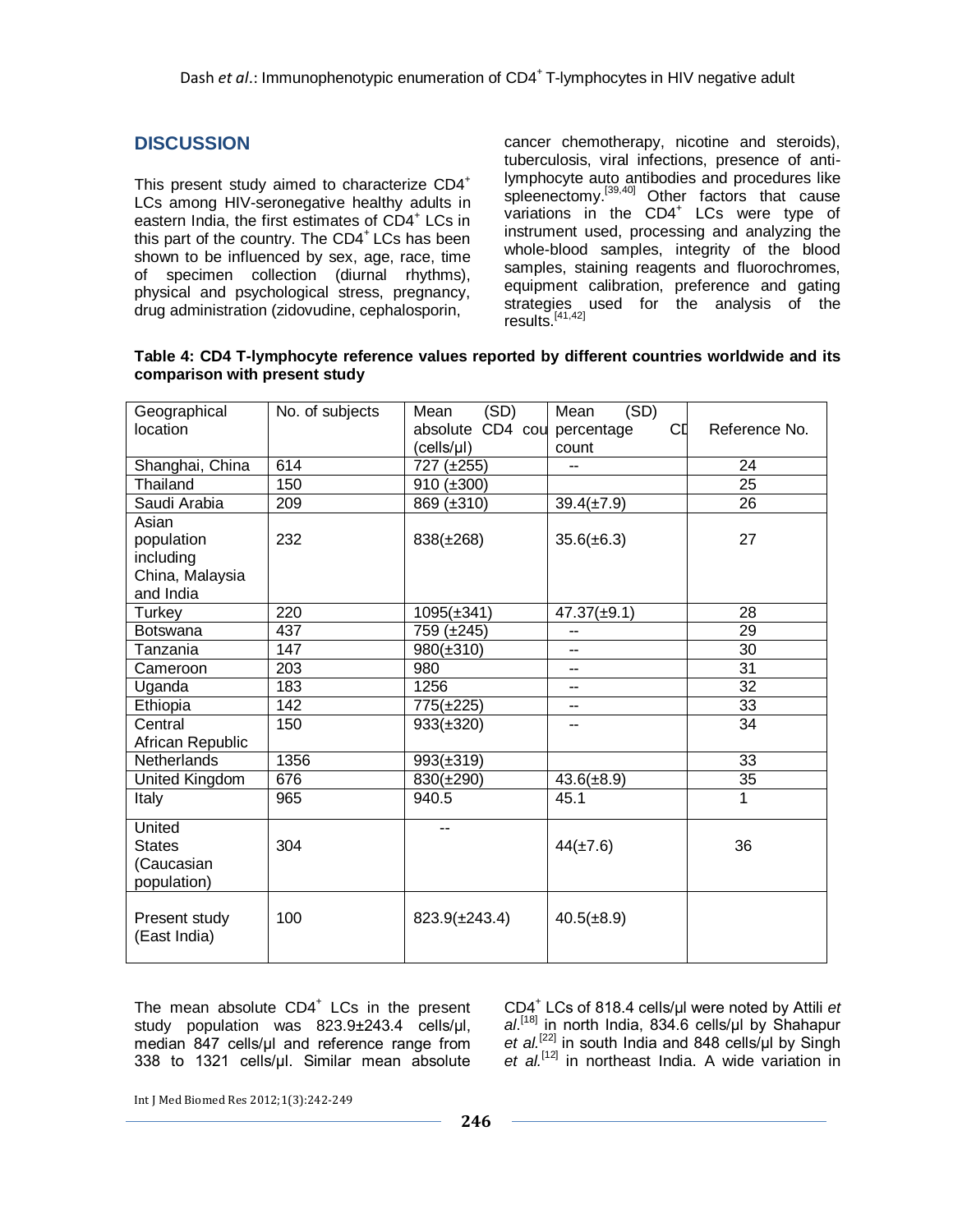## DISCUSSION

This present study aimed to characterize CD4$^+$ LCs among HIV-seronegative healthy adults in eastern India, the first estimates of CD4$^+$ LCs in this part of the country. The CD4$^+$ LCs has been shown to be influenced by sex, age, race, time of specimen collection (diurnal rhythms), physical and psychological stress, pregnancy, drug administration (zidovudine, cephalosporin, cancer chemotherapy, nicotine and steroids), tuberculosis, viral infections, presence of anti-lymphocyte auto antibodies and procedures like spleenectomy.[39,40] Other factors that cause variations in the CD4$^+$ LCs were type of instrument used, processing and analyzing the whole-blood samples, integrity of the blood samples, staining reagents and fluorochromes, equipment calibration, preference and gating strategies used for the analysis of the results.[41,42]

**Table 4: CD4 T-lymphocyte reference values reported by different countries worldwide and its comparison with present study**

| Geographical location | No. of subjects | Mean (SD) absolute CD4 count (cells/µl) | Mean (SD) percentage CD count | Reference No. |
|---|---|---|---|---|
| Shanghai, China | 614 | 727 (±255) | -- | 24 |
| Thailand | 150 | 910 (±300) | | 25 |
| Saudi Arabia | 209 | 869 (±310) | 39.4(±7.9) | 26 |
| Asian population including China, Malaysia and India | 232 | 838(±268) | 35.6(±6.3) | 27 |
| Turkey | 220 | 1095(±341) | 47.37(±9.1) | 28 |
| Botswana | 437 | 759 (±245) | -- | 29 |
| Tanzania | 147 | 980(±310) | -- | 30 |
| Cameroon | 203 | 980 | -- | 31 |
| Uganda | 183 | 1256 | -- | 32 |
| Ethiopia | 142 | 775(±225) | -- | 33 |
| Central African Republic | 150 | 933(±320) | -- | 34 |
| Netherlands | 1356 | 993(±319) | | 33 |
| United Kingdom | 676 | 830(±290) | 43.6(±8.9) | 35 |
| Italy | 965 | 940.5 | 45.1 | 1 |
| United States (Caucasian population) | 304 | -- | 44(±7.6) | 36 |
| Present study (East India) | 100 | 823.9(±243.4) | 40.5(±8.9) | |

The mean absolute CD4$^+$ LCs in the present study population was 823.9±243.4 cells/µl, median 847 cells/µl and reference range from 338 to 1321 cells/µl. Similar mean absolute CD4$^+$ LCs of 818.4 cells/µl were noted by Attili *et al*.[18] in north India, 834.6 cells/µl by Shahapur *et al.*[22] in south India and 848 cells/µl by Singh *et al.*[12] in northeast India. A wide variation in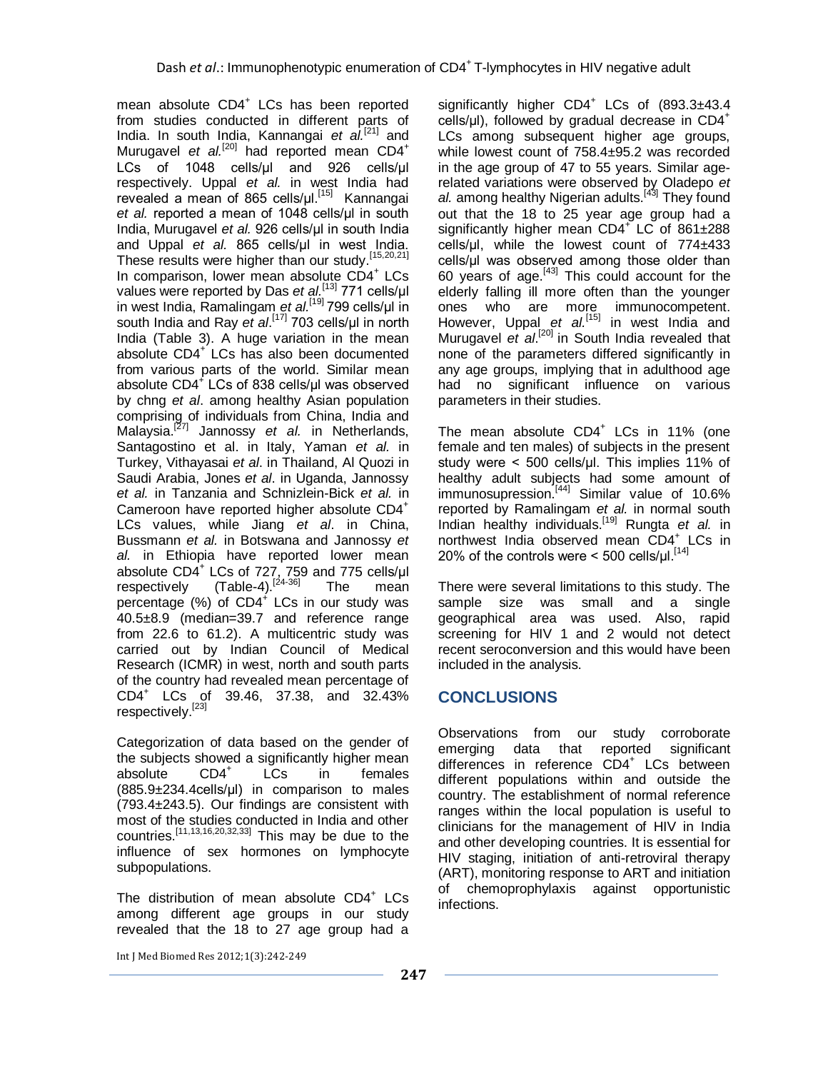mean absolute $CD4^+$ LCs has been reported from studies conducted in different parts of India. In south India, Kannangai *et al.*[21] and Murugavel *et al.*[20] had reported mean $CD4^+$ LCs of 1048 cells/µl and 926 cells/µl respectively. Uppal *et al.* in west India had revealed a mean of 865 cells/µl.[15] Kannangai *et al.* reported a mean of 1048 cells/µl in south India, Murugavel *et al.* 926 cells/µl in south India and Uppal *et al.* 865 cells/µl in west India. These results were higher than our study.[15,20,21] In comparison, lower mean absolute $CD4^+$ LCs values were reported by Das *et al.*[13] 771 cells/µl in west India, Ramalingam *et al.*[19] 799 cells/µl in south India and Ray *et al*.[17] 703 cells/µl in north India (Table 3). A huge variation in the mean absolute $CD4^+$ LCs has also been documented from various parts of the world. Similar mean absolute $CD4^+$ LCs of 838 cells/µl was observed by chng *et al*. among healthy Asian population comprising of individuals from China, India and Malaysia.[27] Jannossy *et al.* in Netherlands, Santagostino et al. in Italy, Yaman *et al.* in Turkey, Vithayasai *et al*. in Thailand, Al Quozi in Saudi Arabia, Jones *et al*. in Uganda, Jannossy *et al.* in Tanzania and Schnizlein-Bick *et al.* in Cameroon have reported higher absolute $CD4^+$ LCs values, while Jiang *et al*. in China, Bussmann *et al.* in Botswana and Jannossy *et al.* in Ethiopia have reported lower mean absolute $CD4^+$ LCs of 727, 759 and 775 cells/µl respectively (Table-4).[24-36] The mean percentage (%) of $CD4^+$ LCs in our study was 40.5±8.9 (median=39.7 and reference range from 22.6 to 61.2). A multicentric study was carried out by Indian Council of Medical Research (ICMR) in west, north and south parts of the country had revealed mean percentage of $CD4^+$ LCs of 39.46, 37.38, and 32.43% respectively.[23]

Categorization of data based on the gender of the subjects showed a significantly higher mean absolute $CD4^+$ LCs in females (885.9±234.4cells/µl) in comparison to males (793.4±243.5). Our findings are consistent with most of the studies conducted in India and other countries.[11,13,16,20,32,33] This may be due to the influence of sex hormones on lymphocyte subpopulations.

The distribution of mean absolute $CD4^+$ LCs among different age groups in our study revealed that the 18 to 27 age group had a significantly higher $CD4^+$ LCs of (893.3±43.4 cells/µl), followed by gradual decrease in $CD4^+$ LCs among subsequent higher age groups, while lowest count of 758.4±95.2 was recorded in the age group of 47 to 55 years. Similar age-related variations were observed by Oladepo *et al.* among healthy Nigerian adults.[43] They found out that the 18 to 25 year age group had a significantly higher mean $CD4^+$ LC of 861±288 cells/µl, while the lowest count of 774±433 cells/µl was observed among those older than 60 years of age.[43] This could account for the elderly falling ill more often than the younger ones who are more immunocompetent. However, Uppal *et al.*[15] in west India and Murugavel *et al*.[20] in South India revealed that none of the parameters differed significantly in any age groups, implying that in adulthood age had no significant influence on various parameters in their studies.

The mean absolute $CD4^+$ LCs in 11% (one female and ten males) of subjects in the present study were < 500 cells/µl. This implies 11% of healthy adult subjects had some amount of immunosupression.[44] Similar value of 10.6% reported by Ramalingam *et al.* in normal south Indian healthy individuals.[19] Rungta *et al.* in northwest India observed mean $CD4^+$ LCs in 20% of the controls were < 500 cells/µl.[14]

There were several limitations to this study. The sample size was small and a single geographical area was used. Also, rapid screening for HIV 1 and 2 would not detect recent seroconversion and this would have been included in the analysis.

## CONCLUSIONS

Observations from our study corroborate emerging data that reported significant differences in reference $CD4^+$ LCs between different populations within and outside the country. The establishment of normal reference ranges within the local population is useful to clinicians for the management of HIV in India and other developing countries. It is essential for HIV staging, initiation of anti-retroviral therapy (ART), monitoring response to ART and initiation of chemoprophylaxis against opportunistic infections.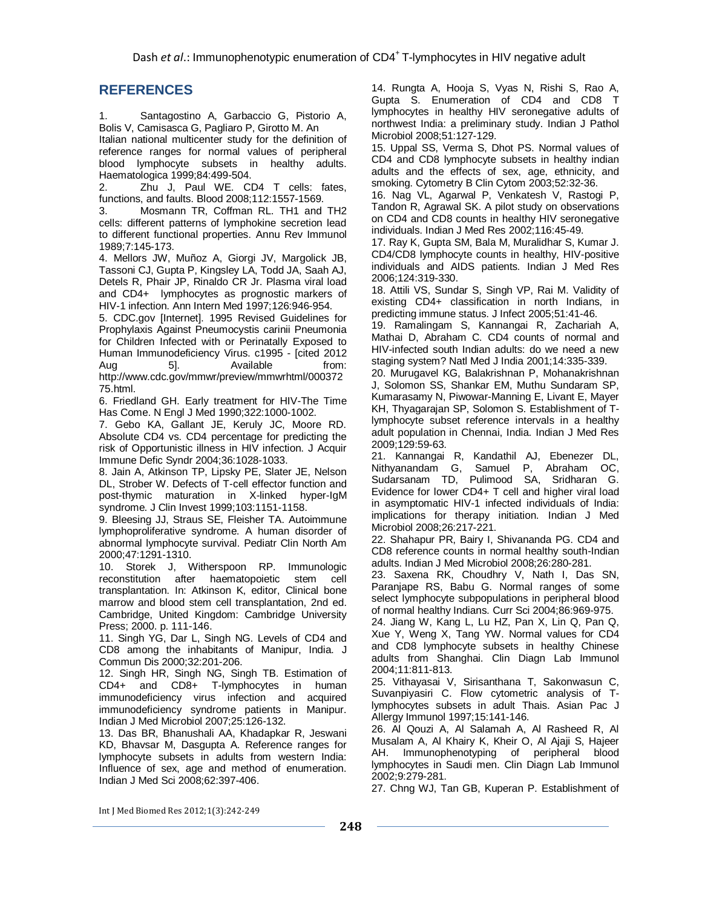## REFERENCES

1. Santagostino A, Garbaccio G, Pistorio A, Bolis V, Camisasca G, Pagliaro P, Girotto M. An Italian national multicenter study for the definition of reference ranges for normal values of peripheral blood lymphocyte subsets in healthy adults. Haematologica 1999;84:499-504.
2. Zhu J, Paul WE. CD4 T cells: fates, functions, and faults. Blood 2008;112:1557-1569.
3. Mosmann TR, Coffman RL. TH1 and TH2 cells: different patterns of lymphokine secretion lead to different functional properties. Annu Rev Immunol 1989;7:145-173.
4. Mellors JW, Muñoz A, Giorgi JV, Margolick JB, Tassoni CJ, Gupta P, Kingsley LA, Todd JA, Saah AJ, Detels R, Phair JP, Rinaldo CR Jr. Plasma viral load and CD4+ lymphocytes as prognostic markers of HIV-1 infection. Ann Intern Med 1997;126:946-954.
5. CDC.gov [Internet]. 1995 Revised Guidelines for Prophylaxis Against Pneumocystis carinii Pneumonia for Children Infected with or Perinatally Exposed to Human Immunodeficiency Virus. c1995 - [cited 2012 Aug 5]. Available from: http://www.cdc.gov/mmwr/preview/mmwrhtml/00037275.html.
6. Friedland GH. Early treatment for HIV-The Time Has Come. N Engl J Med 1990;322:1000-1002.
7. Gebo KA, Gallant JE, Keruly JC, Moore RD. Absolute CD4 vs. CD4 percentage for predicting the risk of Opportunistic illness in HIV infection. J Acquir Immune Defic Syndr 2004;36:1028-1033.
8. Jain A, Atkinson TP, Lipsky PE, Slater JE, Nelson DL, Strober W. Defects of T-cell effector function and post-thymic maturation in X-linked hyper-IgM syndrome. J Clin Invest 1999;103:1151-1158.
9. Bleesing JJ, Straus SE, Fleisher TA. Autoimmune lymphoproliferative syndrome. A human disorder of abnormal lymphocyte survival. Pediatr Clin North Am 2000;47:1291-1310.
10. Storek J, Witherspoon RP. Immunologic reconstitution after haematopoietic stem cell transplantation. In: Atkinson K, editor, Clinical bone marrow and blood stem cell transplantation, 2nd ed. Cambridge, United Kingdom: Cambridge University Press; 2000. p. 111-146.
11. Singh YG, Dar L, Singh NG. Levels of CD4 and CD8 among the inhabitants of Manipur, India. J Commun Dis 2000;32:201-206.
12. Singh HR, Singh NG, Singh TB. Estimation of CD4+ and CD8+ T-lymphocytes in human immunodeficiency virus infection and acquired immunodeficiency syndrome patients in Manipur. Indian J Med Microbiol 2007;25:126-132.
13. Das BR, Bhanushali AA, Khadapkar R, Jeswani KD, Bhavsar M, Dasgupta A. Reference ranges for lymphocyte subsets in adults from western India: Influence of sex, age and method of enumeration. Indian J Med Sci 2008;62:397-406.
14. Rungta A, Hooja S, Vyas N, Rishi S, Rao A, Gupta S. Enumeration of CD4 and CD8 T lymphocytes in healthy HIV seronegative adults of northwest India: a preliminary study. Indian J Pathol Microbiol 2008;51:127-129.
15. Uppal SS, Verma S, Dhot PS. Normal values of CD4 and CD8 lymphocyte subsets in healthy indian adults and the effects of sex, age, ethnicity, and smoking. Cytometry B Clin Cytom 2003;52:32-36.
16. Nag VL, Agarwal P, Venkatesh V, Rastogi P, Tandon R, Agrawal SK. A pilot study on observations on CD4 and CD8 counts in healthy HIV seronegative individuals. Indian J Med Res 2002;116:45-49.
17. Ray K, Gupta SM, Bala M, Muralidhar S, Kumar J. CD4/CD8 lymphocyte counts in healthy, HIV-positive individuals and AIDS patients. Indian J Med Res 2006;124:319-330.
18. Attili VS, Sundar S, Singh VP, Rai M. Validity of existing CD4+ classification in north Indians, in predicting immune status. J Infect 2005;51:41-46.
19. Ramalingam S, Kannangai R, Zachariah A, Mathai D, Abraham C. CD4 counts of normal and HIV-infected south Indian adults: do we need a new staging system? Natl Med J India 2001;14:335-339.
20. Murugavel KG, Balakrishnan P, Mohanakrishnan J, Solomon SS, Shankar EM, Muthu Sundaram SP, Kumarasamy N, Piwowar-Manning E, Livant E, Mayer KH, Thyagarajan SP, Solomon S. Establishment of T-lymphocyte subset reference intervals in a healthy adult population in Chennai, India. Indian J Med Res 2009;129:59-63.
21. Kannangai R, Kandathil AJ, Ebenezer DL, Nithyanandam G, Samuel P, Abraham OC, Sudarsanam TD, Pulimood SA, Sridharan G. Evidence for lower CD4+ T cell and higher viral load in asymptomatic HIV-1 infected individuals of India: implications for therapy initiation. Indian J Med Microbiol 2008;26:217-221.
22. Shahapur PR, Bairy I, Shivananda PG. CD4 and CD8 reference counts in normal healthy south-Indian adults. Indian J Med Microbiol 2008;26:280-281.
23. Saxena RK, Choudhry V, Nath I, Das SN, Paranjape RS, Babu G. Normal ranges of some select lymphocyte subpopulations in peripheral blood of normal healthy Indians. Curr Sci 2004;86:969-975.
24. Jiang W, Kang L, Lu HZ, Pan X, Lin Q, Pan Q, Xue Y, Weng X, Tang YW. Normal values for CD4 and CD8 lymphocyte subsets in healthy Chinese adults from Shanghai. Clin Diagn Lab Immunol 2004;11:811-813.
25. Vithayasai V, Sirisanthana T, Sakonwasun C, Suvanpiyasiri C. Flow cytometric analysis of T-lymphocytes subsets in adult Thais. Asian Pac J Allergy Immunol 1997;15:141-146.
26. Al Qouzi A, Al Salamah A, Al Rasheed R, Al Musalam A, Al Khairy K, Kheir O, Al Ajaji S, Hajeer AH. Immunophenotyping of peripheral blood lymphocytes in Saudi men. Clin Diagn Lab Immunol 2002;9:279-281.
27. Chng WJ, Tan GB, Kuperan P. Establishment of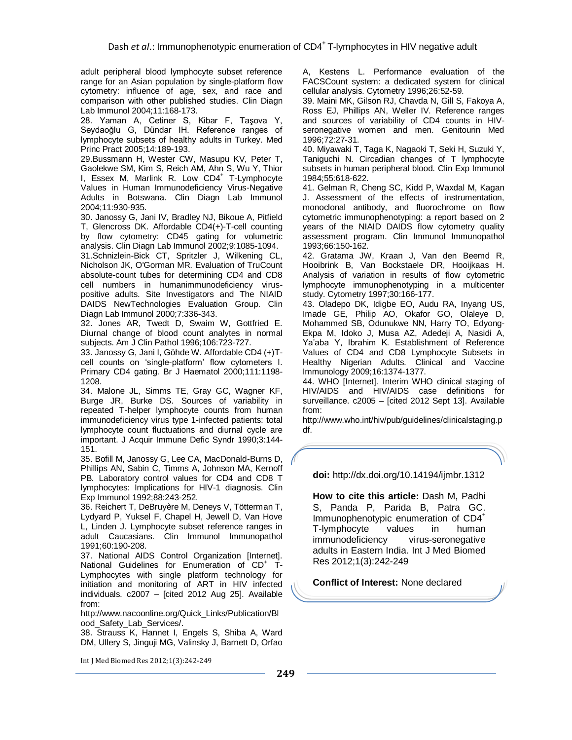adult peripheral blood lymphocyte subset reference range for an Asian population by single-platform flow cytometry: influence of age, sex, and race and comparison with other published studies. Clin Diagn Lab Immunol 2004;11:168-173.

28. Yaman A, Cetiner S, Kibar F, Taşova Y, Seydaoğlu G, Dündar IH. Reference ranges of lymphocyte subsets of healthy adults in Turkey. Med Princ Pract 2005;14:189-193.

29.Bussmann H, Wester CW, Masupu KV, Peter T, Gaolekwe SM, Kim S, Reich AM, Ahn S, Wu Y, Thior I, Essex M, Marlink R. Low CD4[+] T-Lymphocyte Values in Human Immunodeficiency Virus-Negative Adults in Botswana. Clin Diagn Lab Immunol 2004;11:930-935.

30. Janossy G, Jani IV, Bradley NJ, Bikoue A, Pitfield T, Glencross DK. Affordable CD4(+)-T-cell counting by flow cytometry: CD45 gating for volumetric analysis. Clin Diagn Lab Immunol 2002;9:1085-1094.

31.Schnizlein-Bick CT, Spritzler J, Wilkening CL, Nicholson JK, O'Gorman MR. Evaluation of TruCount absolute-count tubes for determining CD4 and CD8 cell numbers in humanimmunodeficiency virus-positive adults. Site Investigators and The NIAID DAIDS NewTechnologies Evaluation Group. Clin Diagn Lab Immunol 2000;7:336-343.

32. Jones AR, Twedt D, Swaim W, Gottfried E. Diurnal change of blood count analytes in normal subjects. Am J Clin Pathol 1996;106:723-727.

33. Janossy G, Jani I, Göhde W. Affordable CD4 (+)T-cell counts on 'single-platform' flow cytometers I. Primary CD4 gating. Br J Haematol 2000;111:1198-1208.

34. Malone JL, Simms TE, Gray GC, Wagner KF, Burge JR, Burke DS. Sources of variability in repeated T-helper lymphocyte counts from human immunodeficiency virus type 1-infected patients: total lymphocyte count fluctuations and diurnal cycle are important. J Acquir Immune Defic Syndr 1990;3:144-151.

35. Bofill M, Janossy G, Lee CA, MacDonald-Burns D, Phillips AN, Sabin C, Timms A, Johnson MA, Kernoff PB. Laboratory control values for CD4 and CD8 T lymphocytes: Implications for HIV-1 diagnosis. Clin Exp Immunol 1992;88:243-252.

36. Reichert T, DeBruyère M, Deneys V, Tötterman T, Lydyard P, Yuksel F, Chapel H, Jewell D, Van Hove L, Linden J. Lymphocyte subset reference ranges in adult Caucasians. Clin Immunol Immunopathol 1991;60:190-208.

37. National AIDS Control Organization [Internet]. National Guidelines for Enumeration of CD[+] T-Lymphocytes with single platform technology for initiation and monitoring of ART in HIV infected individuals. c2007 – [cited 2012 Aug 25]. Available from: http://www.nacoonline.org/Quick_Links/Publication/Blood_Safety_Lab_Services/.

38. Strauss K, Hannet I, Engels S, Shiba A, Ward DM, Ullery S, Jinguji MG, Valinsky J, Barnett D, Orfao A, Kestens L. Performance evaluation of the FACSCount system: a dedicated system for clinical cellular analysis. Cytometry 1996;26:52-59.

39. Maini MK, Gilson RJ, Chavda N, Gill S, Fakoya A, Ross EJ, Phillips AN, Weller IV. Reference ranges and sources of variability of CD4 counts in HIV-seronegative women and men. Genitourin Med 1996;72:27-31.

40. Miyawaki T, Taga K, Nagaoki T, Seki H, Suzuki Y, Taniguchi N. Circadian changes of T lymphocyte subsets in human peripheral blood. Clin Exp Immunol 1984;55:618-622.

41. Gelman R, Cheng SC, Kidd P, Waxdal M, Kagan J. Assessment of the effects of instrumentation, monoclonal antibody, and fluorochrome on flow cytometric immunophenotyping: a report based on 2 years of the NIAID DAIDS flow cytometry quality assessment program. Clin Immunol Immunopathol 1993;66:150-162.

42. Gratama JW, Kraan J, Van den Beemd R, Hooibrink B, Van Bockstaele DR, Hooijkaas H. Analysis of variation in results of flow cytometric lymphocyte immunophenotyping in a multicenter study. Cytometry 1997;30:166-177.

43. Oladepo DK, Idigbe EO, Audu RA, Inyang US, Imade GE, Philip AO, Okafor GO, Olaleye D, Mohammed SB, Odunukwe NN, Harry TO, Edyong-Ekpa M, Idoko J, Musa AZ, Adedeji A, Nasidi A, Ya'aba Y, Ibrahim K. Establishment of Reference Values of CD4 and CD8 Lymphocyte Subsets in Healthy Nigerian Adults. Clinical and Vaccine Immunology 2009;16:1374-1377.

44. WHO [Internet]. Interim WHO clinical staging of HIV/AIDS and HIV/AIDS case definitions for surveillance. c2005 – [cited 2012 Sept 13]. Available from: http://www.who.int/hiv/pub/guidelines/clinicalstaging.pdf.

**doi:** http://dx.doi.org/10.14194/ijmbr.1312

**How to cite this article:** Dash M, Padhi S, Panda P, Parida B, Patra GC. Immunophenotypic enumeration of CD4[+] T-lymphocyte values in human immunodeficiency virus-seronegative adults in Eastern India. Int J Med Biomed Res 2012;1(3):242-249

**Conflict of Interest:** None declared